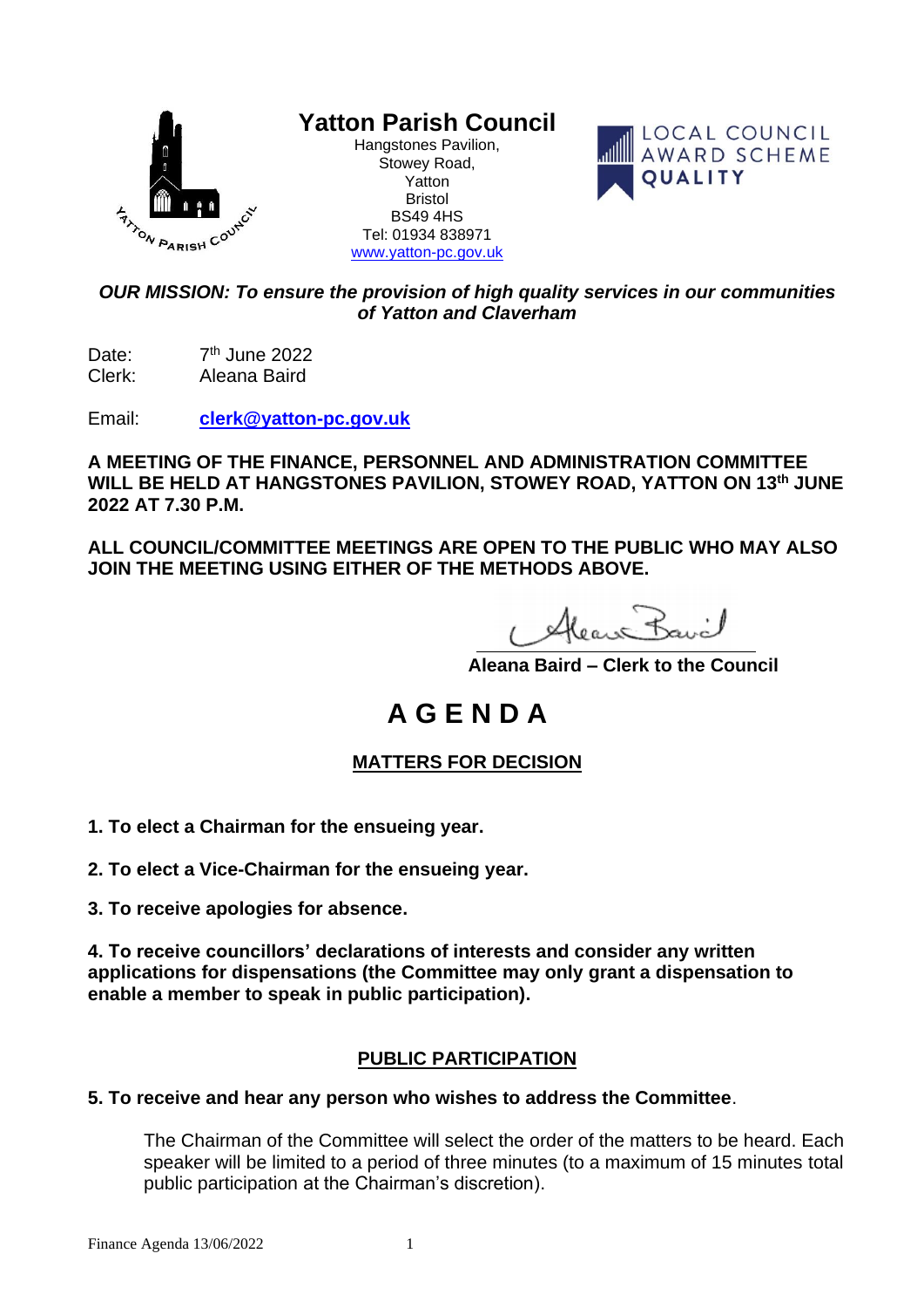# Yatton Parish Council

Hangstones Pavilion,
Stowey Road,
Yatton
Bristol
BS49 4HS
Tel: 01934 838971
www.yatton-pc.gov.uk

LOCAL COUNCIL AWARD SCHEME QUALITY

***OUR MISSION: To ensure the provision of high quality services in our communities of Yatton and Claverham***

Date: 7th June 2022
Clerk: Aleana Baird

Email: **clerk@yatton-pc.gov.uk**

**A MEETING OF THE FINANCE, PERSONNEL AND ADMINISTRATION COMMITTEE WILL BE HELD AT HANGSTONES PAVILION, STOWEY ROAD, YATTON ON 13th JUNE 2022 AT 7.30 P.M.**

**ALL COUNCIL/COMMITTEE MEETINGS ARE OPEN TO THE PUBLIC WHO MAY ALSO JOIN THE MEETING USING EITHER OF THE METHODS ABOVE.**

**Aleana Baird – Clerk to the Council**

# A G E N D A

## MATTERS FOR DECISION

**1. To elect a Chairman for the ensueing year.**

**2. To elect a Vice-Chairman for the ensueing year.**

**3. To receive apologies for absence.**

**4. To receive councillors' declarations of interests and consider any written applications for dispensations (the Committee may only grant a dispensation to enable a member to speak in public participation).**

## PUBLIC PARTICIPATION

**5. To receive and hear any person who wishes to address the Committee**.

The Chairman of the Committee will select the order of the matters to be heard. Each speaker will be limited to a period of three minutes (to a maximum of 15 minutes total public participation at the Chairman's discretion).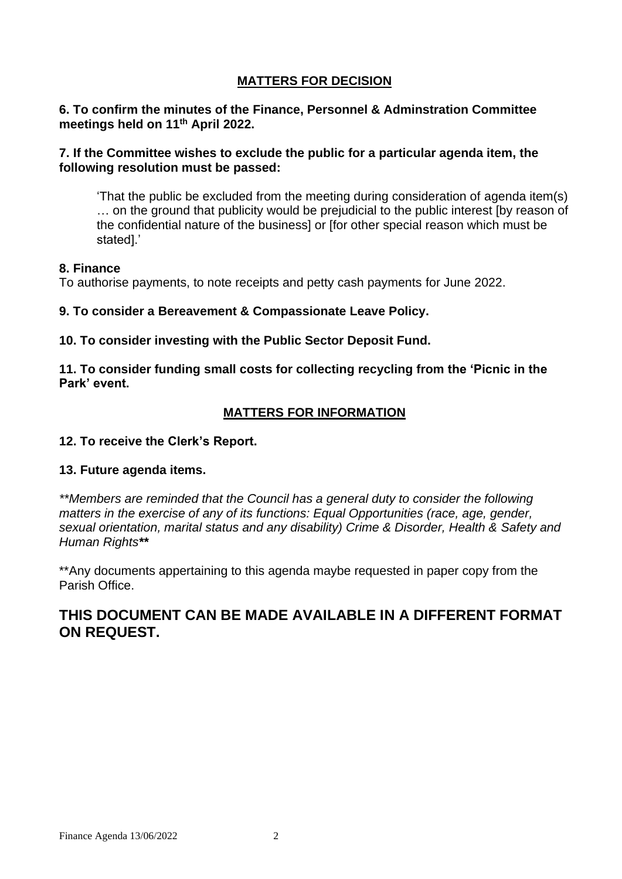## MATTERS FOR DECISION

**6. To confirm the minutes of the Finance, Personnel & Adminstration Committee meetings held on 11th April 2022.**

**7. If the Committee wishes to exclude the public for a particular agenda item, the following resolution must be passed:**

> 'That the public be excluded from the meeting during consideration of agenda item(s) … on the ground that publicity would be prejudicial to the public interest [by reason of the confidential nature of the business] or [for other special reason which must be stated].'

**8. Finance**

To authorise payments, to note receipts and petty cash payments for June 2022.

**9. To consider a Bereavement & Compassionate Leave Policy.**

**10. To consider investing with the Public Sector Deposit Fund.**

**11. To consider funding small costs for collecting recycling from the 'Picnic in the Park' event.**

## MATTERS FOR INFORMATION

**12. To receive the Clerk's Report.**

**13. Future agenda items.**

*\*\*Members are reminded that the Council has a general duty to consider the following matters in the exercise of any of its functions: Equal Opportunities (race, age, gender, sexual orientation, marital status and any disability) Crime & Disorder, Health & Safety and Human Rights***\*\***

\*\*Any documents appertaining to this agenda maybe requested in paper copy from the Parish Office.

## THIS DOCUMENT CAN BE MADE AVAILABLE IN A DIFFERENT FORMAT ON REQUEST.